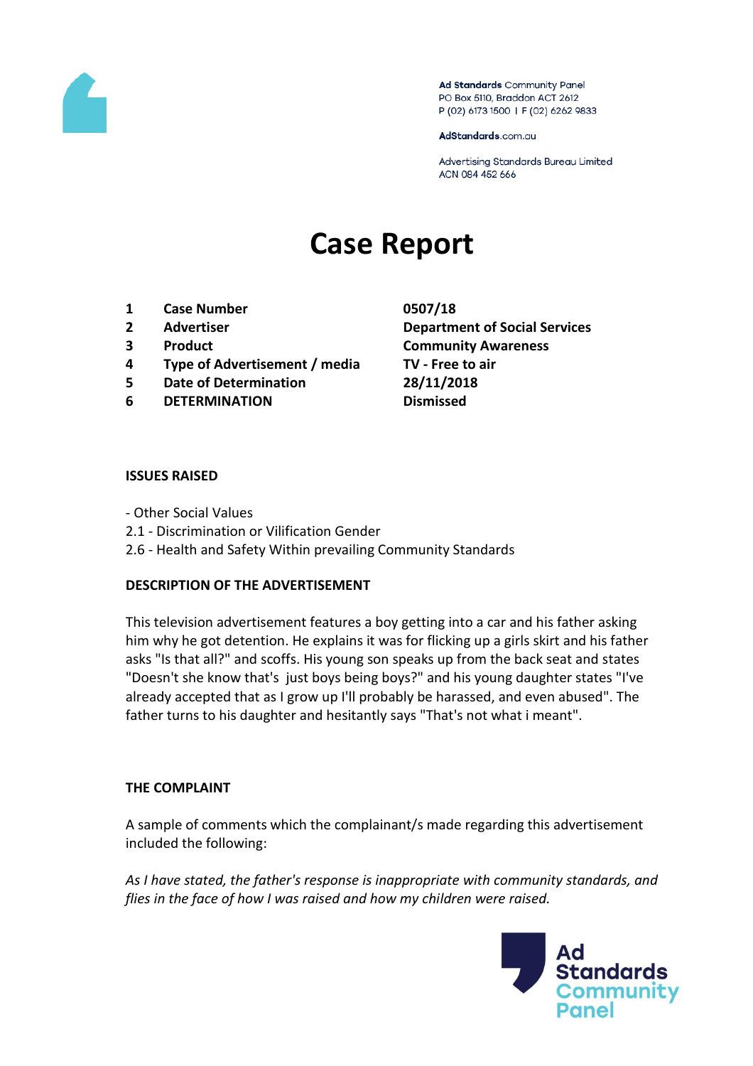Ad Standards Community Panel
PO Box 5110, Braddon ACT 2612
P (02) 6173 1500 | F (02) 6262 9833

AdStandards.com.au

Advertising Standards Bureau Limited
ACN 084 452 666

# Case Report

| | | |
|---|---|---|
| 1 | **Case Number** | **0507/18** |
| 2 | **Advertiser** | **Department of Social Services** |
| 3 | **Product** | **Community Awareness** |
| 4 | **Type of Advertisement / media** | **TV - Free to air** |
| 5 | **Date of Determination** | **28/11/2018** |
| 6 | **DETERMINATION** | **Dismissed** |

### ISSUES RAISED

- Other Social Values
2.1 - Discrimination or Vilification Gender
2.6 - Health and Safety Within prevailing Community Standards

### DESCRIPTION OF THE ADVERTISEMENT

This television advertisement features a boy getting into a car and his father asking him why he got detention. He explains it was for flicking up a girls skirt and his father asks "Is that all?" and scoffs. His young son speaks up from the back seat and states "Doesn't she know that's just boys being boys?" and his young daughter states "I've already accepted that as I grow up I'll probably be harassed, and even abused". The father turns to his daughter and hesitantly says "That's not what i meant".

### THE COMPLAINT

A sample of comments which the complainant/s made regarding this advertisement included the following:

*As I have stated, the father's response is inappropriate with community standards, and flies in the face of how I was raised and how my children were raised.*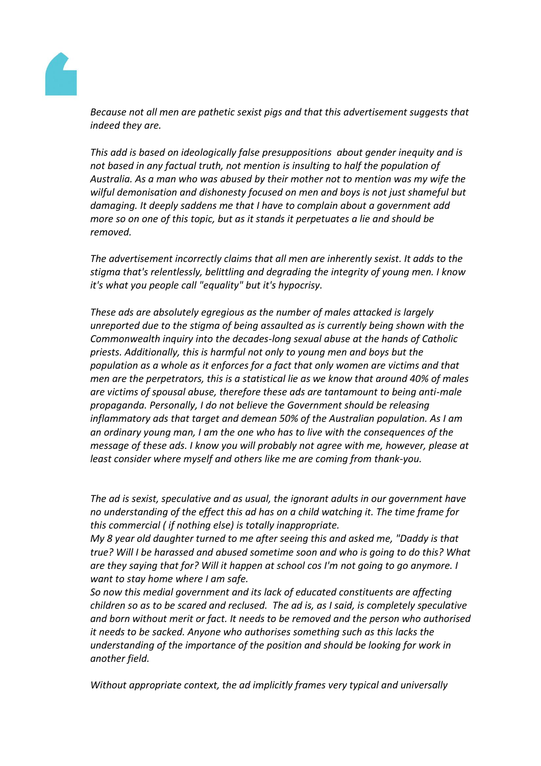*Because not all men are pathetic sexist pigs and that this advertisement suggests that indeed they are.*

*This add is based on ideologically false presuppositions  about gender inequity and is not based in any factual truth, not mention is insulting to half the population of Australia. As a man who was abused by their mother not to mention was my wife the wilful demonisation and dishonesty focused on men and boys is not just shameful but damaging. It deeply saddens me that I have to complain about a government add more so on one of this topic, but as it stands it perpetuates a lie and should be removed.*

*The advertisement incorrectly claims that all men are inherently sexist. It adds to the stigma that's relentlessly, belittling and degrading the integrity of young men. I know it's what you people call "equality" but it's hypocrisy.*

*These ads are absolutely egregious as the number of males attacked is largely unreported due to the stigma of being assaulted as is currently being shown with the Commonwealth inquiry into the decades-long sexual abuse at the hands of Catholic priests. Additionally, this is harmful not only to young men and boys but the population as a whole as it enforces for a fact that only women are victims and that men are the perpetrators, this is a statistical lie as we know that around 40% of males are victims of spousal abuse, therefore these ads are tantamount to being anti-male propaganda. Personally, I do not believe the Government should be releasing inflammatory ads that target and demean 50% of the Australian population. As I am an ordinary young man, I am the one who has to live with the consequences of the message of these ads. I know you will probably not agree with me, however, please at least consider where myself and others like me are coming from thank-you.*

*The ad is sexist, speculative and as usual, the ignorant adults in our government have no understanding of the effect this ad has on a child watching it. The time frame for this commercial ( if nothing else) is totally inappropriate.*
*My 8 year old daughter turned to me after seeing this and asked me, "Daddy is that true? Will I be harassed and abused sometime soon and who is going to do this? What are they saying that for? Will it happen at school cos I'm not going to go anymore. I want to stay home where I am safe.*
*So now this medial government and its lack of educated constituents are affecting children so as to be scared and reclused.  The ad is, as I said, is completely speculative and born without merit or fact. It needs to be removed and the person who authorised it needs to be sacked. Anyone who authorises something such as this lacks the understanding of the importance of the position and should be looking for work in another field.*

*Without appropriate context, the ad implicitly frames very typical and universally*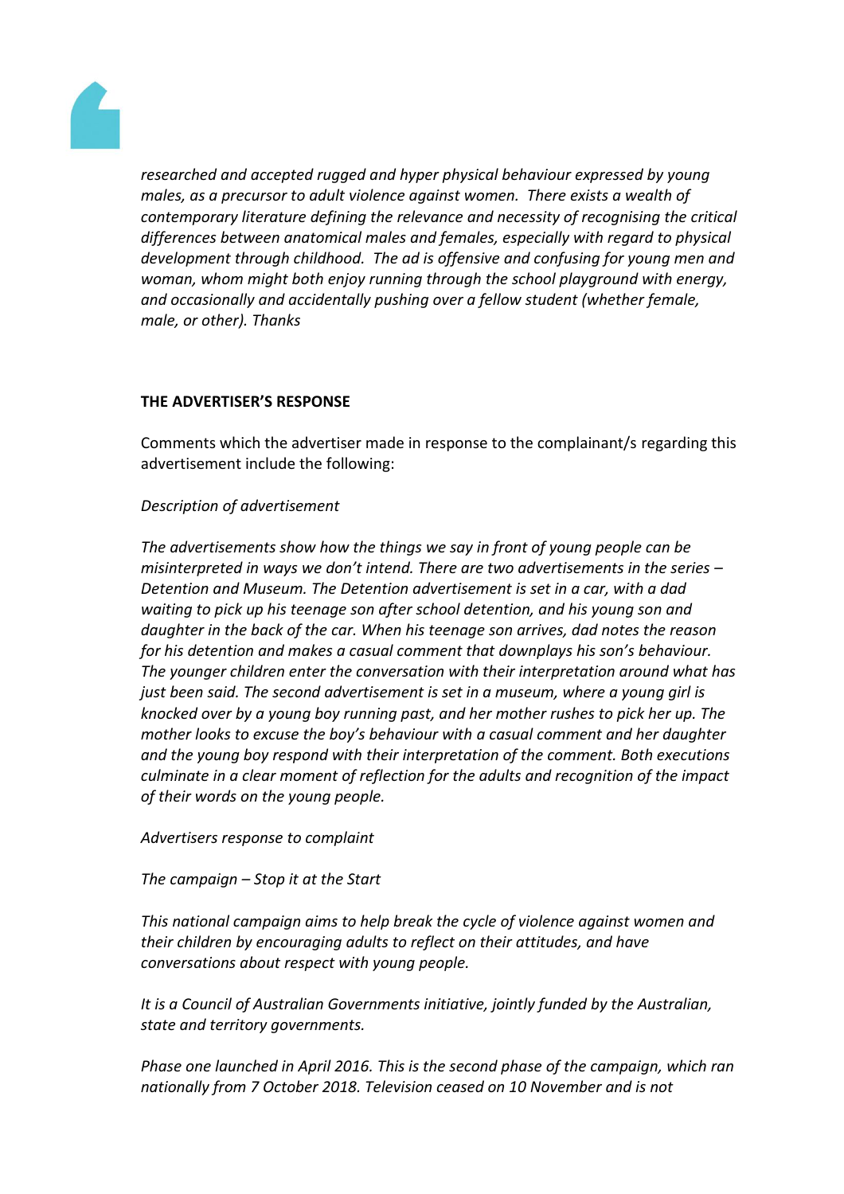*researched and accepted rugged and hyper physical behaviour expressed by young males, as a precursor to adult violence against women. There exists a wealth of contemporary literature defining the relevance and necessity of recognising the critical differences between anatomical males and females, especially with regard to physical development through childhood. The ad is offensive and confusing for young men and woman, whom might both enjoy running through the school playground with energy, and occasionally and accidentally pushing over a fellow student (whether female, male, or other). Thanks*

**THE ADVERTISER'S RESPONSE**

Comments which the advertiser made in response to the complainant/s regarding this advertisement include the following:

*Description of advertisement*

*The advertisements show how the things we say in front of young people can be misinterpreted in ways we don't intend. There are two advertisements in the series – Detention and Museum. The Detention advertisement is set in a car, with a dad waiting to pick up his teenage son after school detention, and his young son and daughter in the back of the car. When his teenage son arrives, dad notes the reason for his detention and makes a casual comment that downplays his son's behaviour. The younger children enter the conversation with their interpretation around what has just been said. The second advertisement is set in a museum, where a young girl is knocked over by a young boy running past, and her mother rushes to pick her up. The mother looks to excuse the boy's behaviour with a casual comment and her daughter and the young boy respond with their interpretation of the comment. Both executions culminate in a clear moment of reflection for the adults and recognition of the impact of their words on the young people.*

*Advertisers response to complaint*

*The campaign – Stop it at the Start*

*This national campaign aims to help break the cycle of violence against women and their children by encouraging adults to reflect on their attitudes, and have conversations about respect with young people.*

*It is a Council of Australian Governments initiative, jointly funded by the Australian, state and territory governments.*

*Phase one launched in April 2016. This is the second phase of the campaign, which ran nationally from 7 October 2018. Television ceased on 10 November and is not*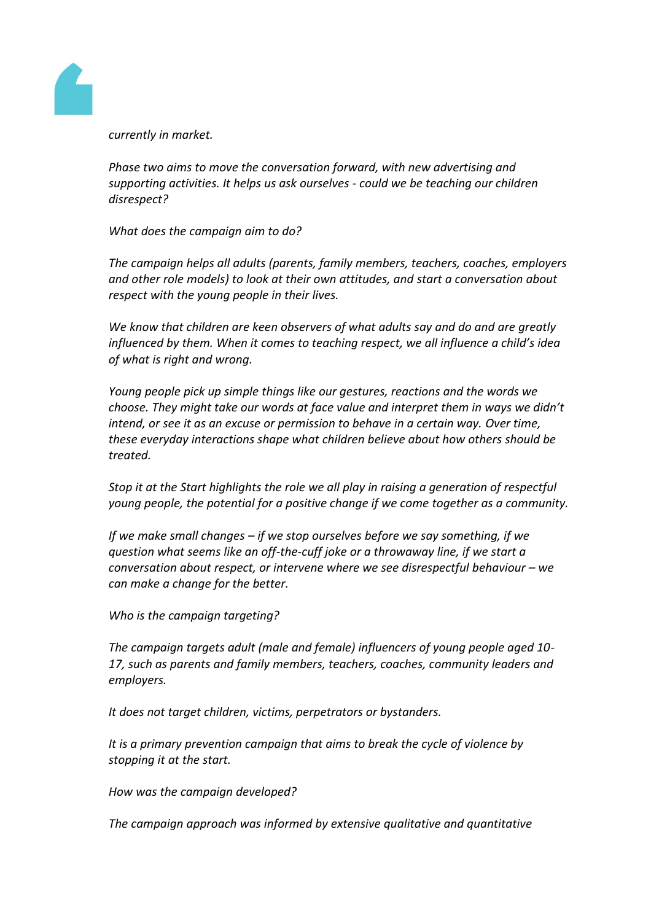*currently in market.*

*Phase two aims to move the conversation forward, with new advertising and supporting activities. It helps us ask ourselves - could we be teaching our children disrespect?*

*What does the campaign aim to do?*

*The campaign helps all adults (parents, family members, teachers, coaches, employers and other role models) to look at their own attitudes, and start a conversation about respect with the young people in their lives.*

*We know that children are keen observers of what adults say and do and are greatly influenced by them. When it comes to teaching respect, we all influence a child's idea of what is right and wrong.*

*Young people pick up simple things like our gestures, reactions and the words we choose. They might take our words at face value and interpret them in ways we didn't intend, or see it as an excuse or permission to behave in a certain way. Over time, these everyday interactions shape what children believe about how others should be treated.*

*Stop it at the Start highlights the role we all play in raising a generation of respectful young people, the potential for a positive change if we come together as a community.*

*If we make small changes – if we stop ourselves before we say something, if we question what seems like an off-the-cuff joke or a throwaway line, if we start a conversation about respect, or intervene where we see disrespectful behaviour – we can make a change for the better.*

*Who is the campaign targeting?*

*The campaign targets adult (male and female) influencers of young people aged 10-17, such as parents and family members, teachers, coaches, community leaders and employers.*

*It does not target children, victims, perpetrators or bystanders.*

*It is a primary prevention campaign that aims to break the cycle of violence by stopping it at the start.*

*How was the campaign developed?*

*The campaign approach was informed by extensive qualitative and quantitative*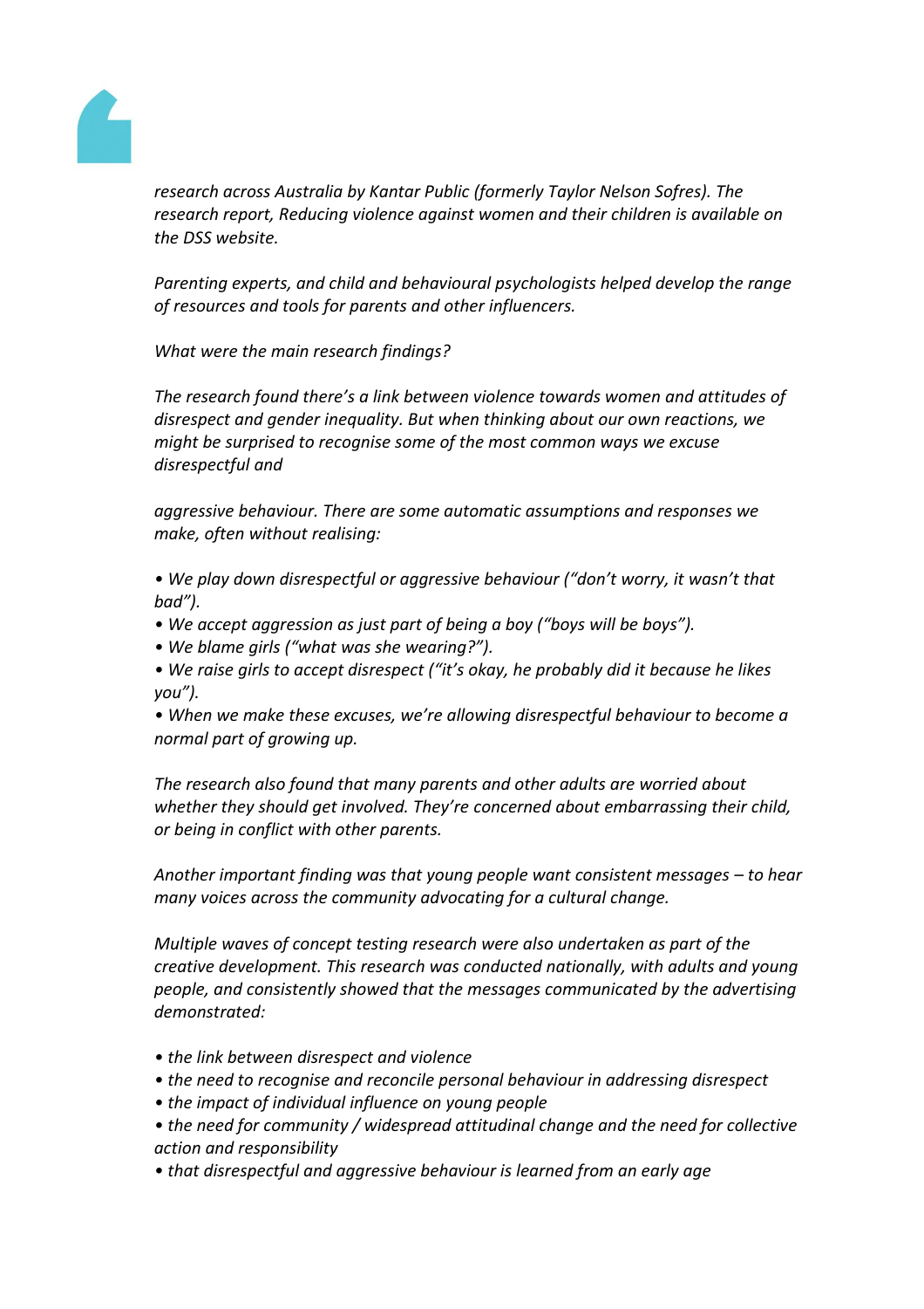*research across Australia by Kantar Public (formerly Taylor Nelson Sofres). The research report, Reducing violence against women and their children is available on the DSS website.*

*Parenting experts, and child and behavioural psychologists helped develop the range of resources and tools for parents and other influencers.*

*What were the main research findings?*

*The research found there's a link between violence towards women and attitudes of disrespect and gender inequality. But when thinking about our own reactions, we might be surprised to recognise some of the most common ways we excuse disrespectful and*

*aggressive behaviour. There are some automatic assumptions and responses we make, often without realising:*

- *We play down disrespectful or aggressive behaviour ("don't worry, it wasn't that bad").*
- *We accept aggression as just part of being a boy ("boys will be boys").*
- *We blame girls ("what was she wearing?").*
- *We raise girls to accept disrespect ("it's okay, he probably did it because he likes you").*
- *When we make these excuses, we're allowing disrespectful behaviour to become a normal part of growing up.*

*The research also found that many parents and other adults are worried about whether they should get involved. They're concerned about embarrassing their child, or being in conflict with other parents.*

*Another important finding was that young people want consistent messages – to hear many voices across the community advocating for a cultural change.*

*Multiple waves of concept testing research were also undertaken as part of the creative development. This research was conducted nationally, with adults and young people, and consistently showed that the messages communicated by the advertising demonstrated:*

- *the link between disrespect and violence*
- *the need to recognise and reconcile personal behaviour in addressing disrespect*
- *the impact of individual influence on young people*
- *the need for community / widespread attitudinal change and the need for collective action and responsibility*
- *that disrespectful and aggressive behaviour is learned from an early age*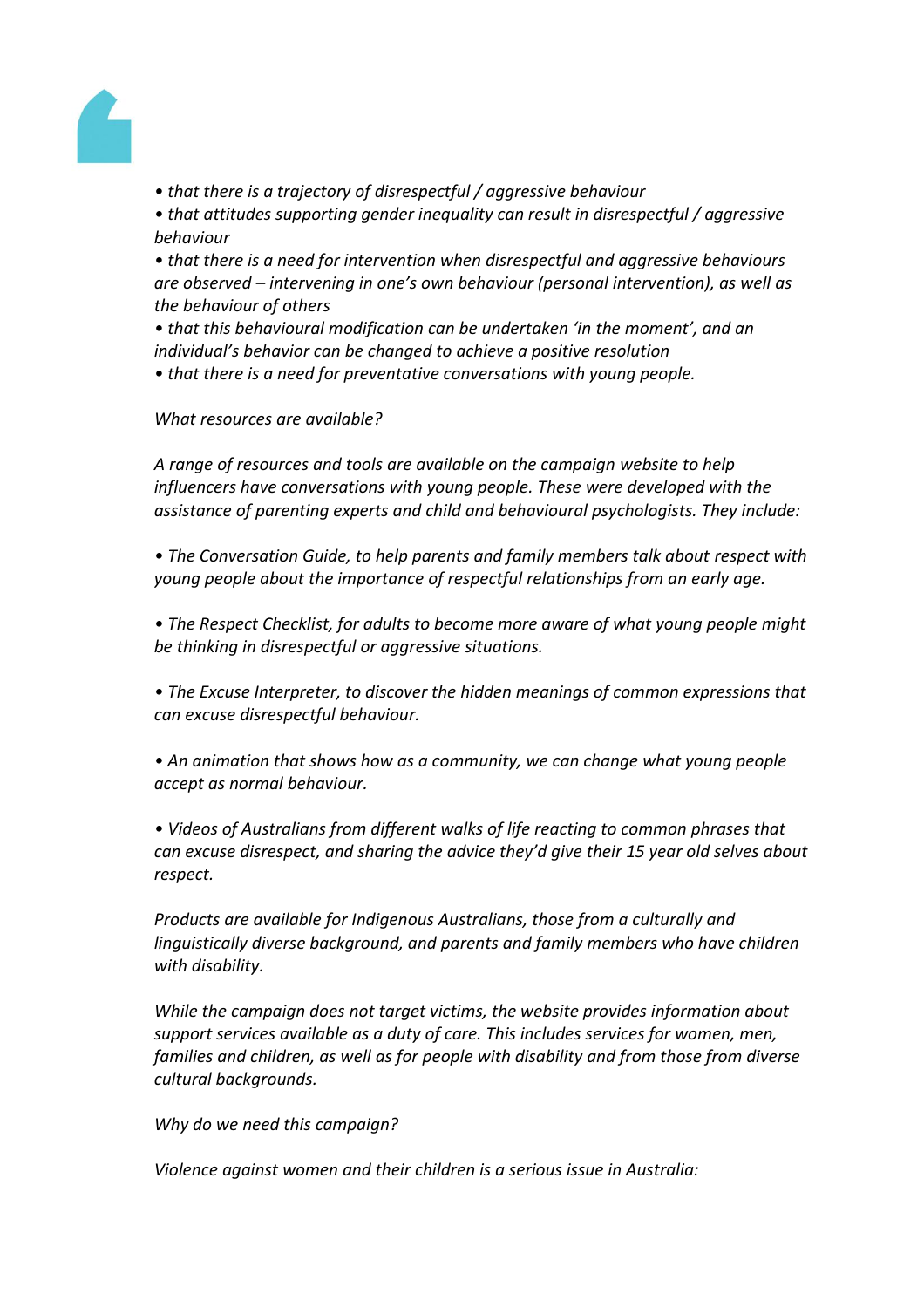*• that there is a trajectory of disrespectful / aggressive behaviour*

*• that attitudes supporting gender inequality can result in disrespectful / aggressive behaviour*

*• that there is a need for intervention when disrespectful and aggressive behaviours are observed – intervening in one's own behaviour (personal intervention), as well as the behaviour of others*

*• that this behavioural modification can be undertaken 'in the moment', and an individual's behavior can be changed to achieve a positive resolution*

*• that there is a need for preventative conversations with young people.*

*What resources are available?*

*A range of resources and tools are available on the campaign website to help influencers have conversations with young people. These were developed with the assistance of parenting experts and child and behavioural psychologists. They include:*

*• The Conversation Guide, to help parents and family members talk about respect with young people about the importance of respectful relationships from an early age.*

*• The Respect Checklist, for adults to become more aware of what young people might be thinking in disrespectful or aggressive situations.*

*• The Excuse Interpreter, to discover the hidden meanings of common expressions that can excuse disrespectful behaviour.*

*• An animation that shows how as a community, we can change what young people accept as normal behaviour.*

*• Videos of Australians from different walks of life reacting to common phrases that can excuse disrespect, and sharing the advice they'd give their 15 year old selves about respect.*

*Products are available for Indigenous Australians, those from a culturally and linguistically diverse background, and parents and family members who have children with disability.*

*While the campaign does not target victims, the website provides information about support services available as a duty of care. This includes services for women, men, families and children, as well as for people with disability and from those from diverse cultural backgrounds.*

*Why do we need this campaign?*

*Violence against women and their children is a serious issue in Australia:*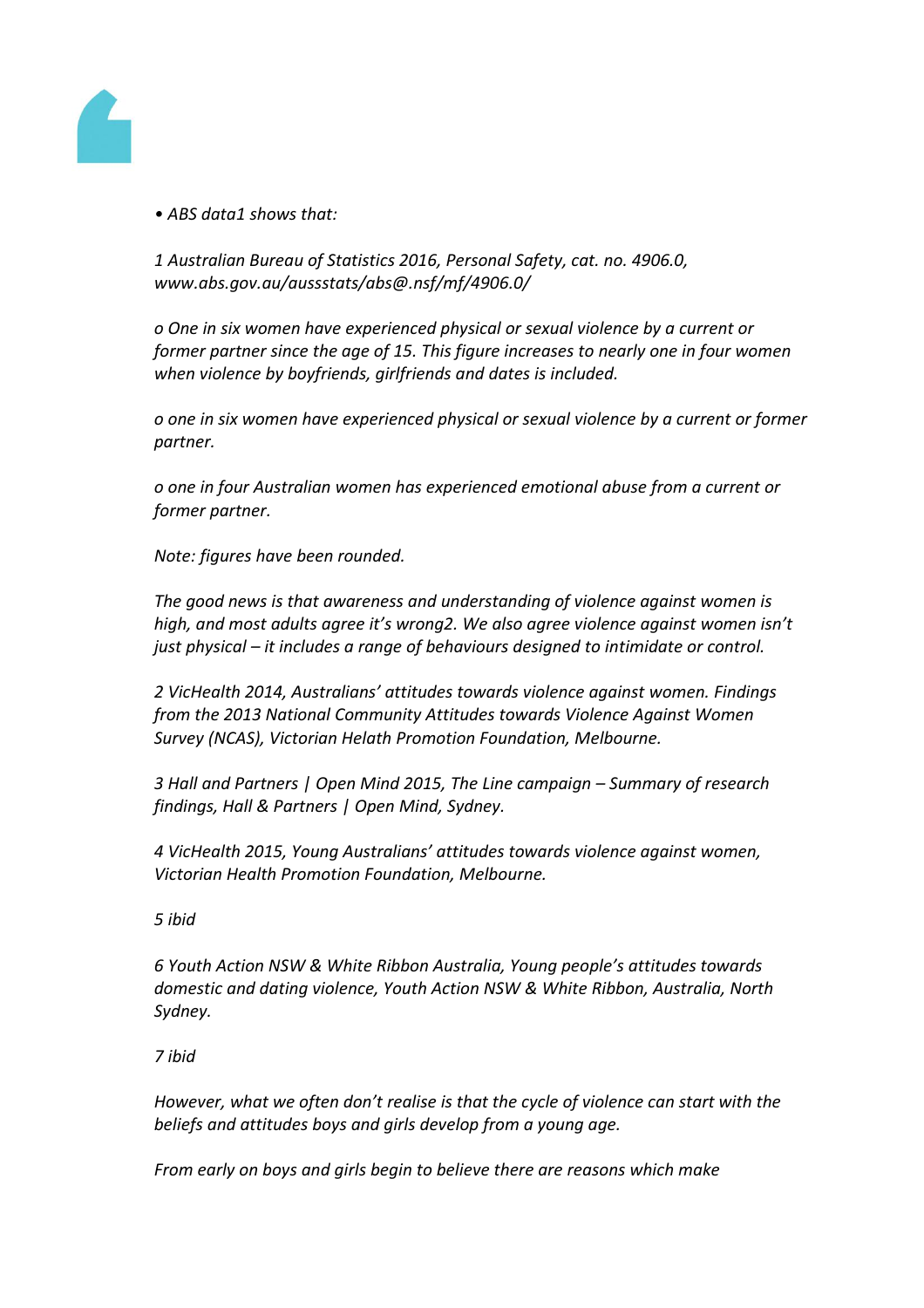*• ABS data1 shows that:*

*1 Australian Bureau of Statistics 2016, Personal Safety, cat. no. 4906.0, www.abs.gov.au/aussstats/abs@.nsf/mf/4906.0/*

*o One in six women have experienced physical or sexual violence by a current or former partner since the age of 15. This figure increases to nearly one in four women when violence by boyfriends, girlfriends and dates is included.*

*o one in six women have experienced physical or sexual violence by a current or former partner.*

*o one in four Australian women has experienced emotional abuse from a current or former partner.*

*Note: figures have been rounded.*

*The good news is that awareness and understanding of violence against women is high, and most adults agree it's wrong2. We also agree violence against women isn't just physical – it includes a range of behaviours designed to intimidate or control.*

*2 VicHealth 2014, Australians' attitudes towards violence against women. Findings from the 2013 National Community Attitudes towards Violence Against Women Survey (NCAS), Victorian Helath Promotion Foundation, Melbourne.*

*3 Hall and Partners | Open Mind 2015, The Line campaign – Summary of research findings, Hall & Partners | Open Mind, Sydney.*

*4 VicHealth 2015, Young Australians' attitudes towards violence against women, Victorian Health Promotion Foundation, Melbourne.*

*5 ibid*

*6 Youth Action NSW & White Ribbon Australia, Young people's attitudes towards domestic and dating violence, Youth Action NSW & White Ribbon, Australia, North Sydney.*

*7 ibid*

*However, what we often don't realise is that the cycle of violence can start with the beliefs and attitudes boys and girls develop from a young age.*

*From early on boys and girls begin to believe there are reasons which make*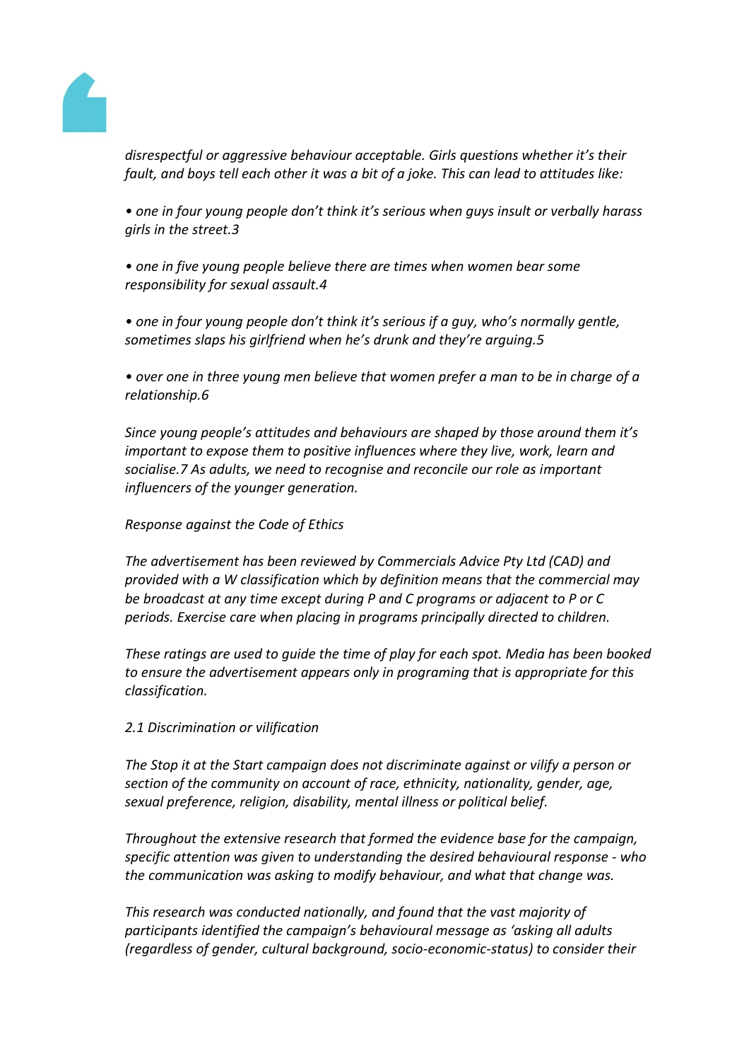*disrespectful or aggressive behaviour acceptable. Girls questions whether it's their fault, and boys tell each other it was a bit of a joke. This can lead to attitudes like:*

- *one in four young people don't think it's serious when guys insult or verbally harass girls in the street.3*
- *one in five young people believe there are times when women bear some responsibility for sexual assault.4*
- *one in four young people don't think it's serious if a guy, who's normally gentle, sometimes slaps his girlfriend when he's drunk and they're arguing.5*
- *over one in three young men believe that women prefer a man to be in charge of a relationship.6*

*Since young people's attitudes and behaviours are shaped by those around them it's important to expose them to positive influences where they live, work, learn and socialise.7 As adults, we need to recognise and reconcile our role as important influencers of the younger generation.*

*Response against the Code of Ethics*

*The advertisement has been reviewed by Commercials Advice Pty Ltd (CAD) and provided with a W classification which by definition means that the commercial may be broadcast at any time except during P and C programs or adjacent to P or C periods. Exercise care when placing in programs principally directed to children.*

*These ratings are used to guide the time of play for each spot. Media has been booked to ensure the advertisement appears only in programing that is appropriate for this classification.*

*2.1 Discrimination or vilification*

*The Stop it at the Start campaign does not discriminate against or vilify a person or section of the community on account of race, ethnicity, nationality, gender, age, sexual preference, religion, disability, mental illness or political belief.*

*Throughout the extensive research that formed the evidence base for the campaign, specific attention was given to understanding the desired behavioural response - who the communication was asking to modify behaviour, and what that change was.*

*This research was conducted nationally, and found that the vast majority of participants identified the campaign's behavioural message as 'asking all adults (regardless of gender, cultural background, socio-economic-status) to consider their*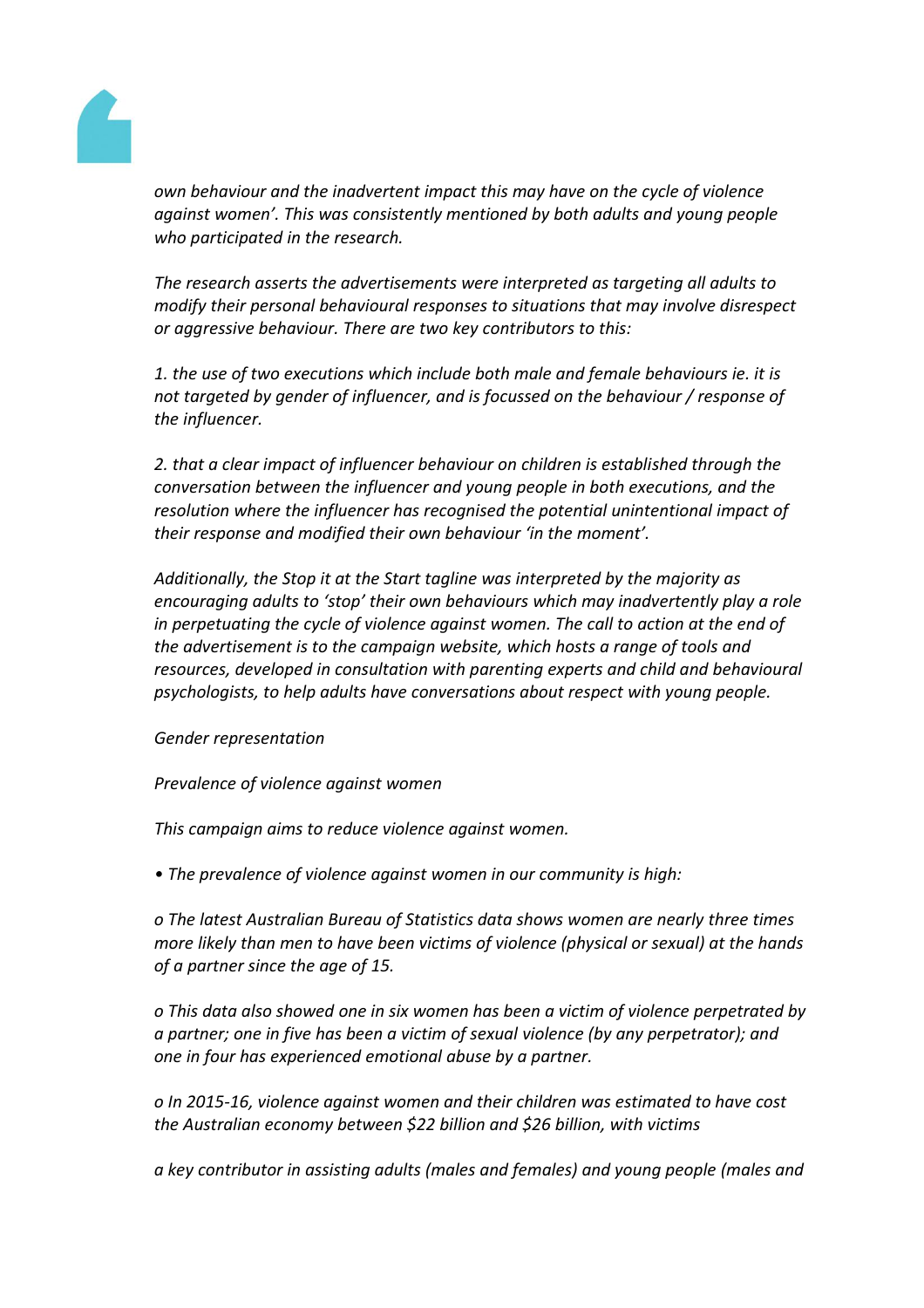*own behaviour and the inadvertent impact this may have on the cycle of violence against women'. This was consistently mentioned by both adults and young people who participated in the research.*

*The research asserts the advertisements were interpreted as targeting all adults to modify their personal behavioural responses to situations that may involve disrespect or aggressive behaviour. There are two key contributors to this:*

*1. the use of two executions which include both male and female behaviours ie. it is not targeted by gender of influencer, and is focussed on the behaviour / response of the influencer.*

*2. that a clear impact of influencer behaviour on children is established through the conversation between the influencer and young people in both executions, and the resolution where the influencer has recognised the potential unintentional impact of their response and modified their own behaviour 'in the moment'.*

*Additionally, the Stop it at the Start tagline was interpreted by the majority as encouraging adults to 'stop' their own behaviours which may inadvertently play a role in perpetuating the cycle of violence against women. The call to action at the end of the advertisement is to the campaign website, which hosts a range of tools and resources, developed in consultation with parenting experts and child and behavioural psychologists, to help adults have conversations about respect with young people.*

*Gender representation*

*Prevalence of violence against women*

*This campaign aims to reduce violence against women.*

*• The prevalence of violence against women in our community is high:*

*o The latest Australian Bureau of Statistics data shows women are nearly three times more likely than men to have been victims of violence (physical or sexual) at the hands of a partner since the age of 15.*

*o This data also showed one in six women has been a victim of violence perpetrated by a partner; one in five has been a victim of sexual violence (by any perpetrator); and one in four has experienced emotional abuse by a partner.*

*o In 2015-16, violence against women and their children was estimated to have cost the Australian economy between $22 billion and $26 billion, with victims*

*a key contributor in assisting adults (males and females) and young people (males and*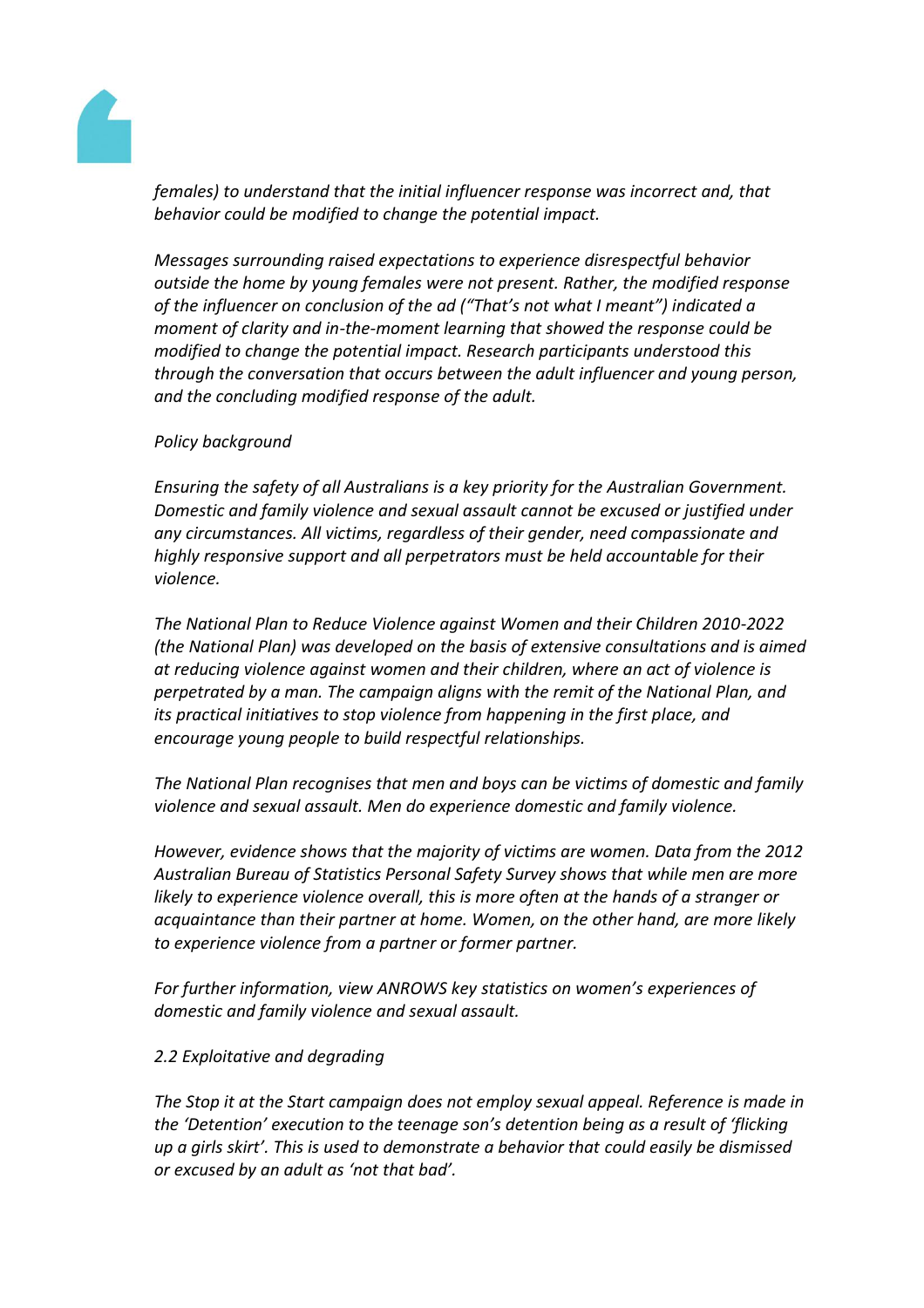*females) to understand that the initial influencer response was incorrect and, that behavior could be modified to change the potential impact.*

*Messages surrounding raised expectations to experience disrespectful behavior outside the home by young females were not present. Rather, the modified response of the influencer on conclusion of the ad ("That's not what I meant") indicated a moment of clarity and in-the-moment learning that showed the response could be modified to change the potential impact. Research participants understood this through the conversation that occurs between the adult influencer and young person, and the concluding modified response of the adult.*

*Policy background*

*Ensuring the safety of all Australians is a key priority for the Australian Government. Domestic and family violence and sexual assault cannot be excused or justified under any circumstances. All victims, regardless of their gender, need compassionate and highly responsive support and all perpetrators must be held accountable for their violence.*

*The National Plan to Reduce Violence against Women and their Children 2010-2022 (the National Plan) was developed on the basis of extensive consultations and is aimed at reducing violence against women and their children, where an act of violence is perpetrated by a man. The campaign aligns with the remit of the National Plan, and its practical initiatives to stop violence from happening in the first place, and encourage young people to build respectful relationships.*

*The National Plan recognises that men and boys can be victims of domestic and family violence and sexual assault. Men do experience domestic and family violence.*

*However, evidence shows that the majority of victims are women. Data from the 2012 Australian Bureau of Statistics Personal Safety Survey shows that while men are more likely to experience violence overall, this is more often at the hands of a stranger or acquaintance than their partner at home. Women, on the other hand, are more likely to experience violence from a partner or former partner.*

*For further information, view ANROWS key statistics on women's experiences of domestic and family violence and sexual assault.*

*2.2 Exploitative and degrading*

*The Stop it at the Start campaign does not employ sexual appeal. Reference is made in the 'Detention' execution to the teenage son's detention being as a result of 'flicking up a girls skirt'. This is used to demonstrate a behavior that could easily be dismissed or excused by an adult as 'not that bad'.*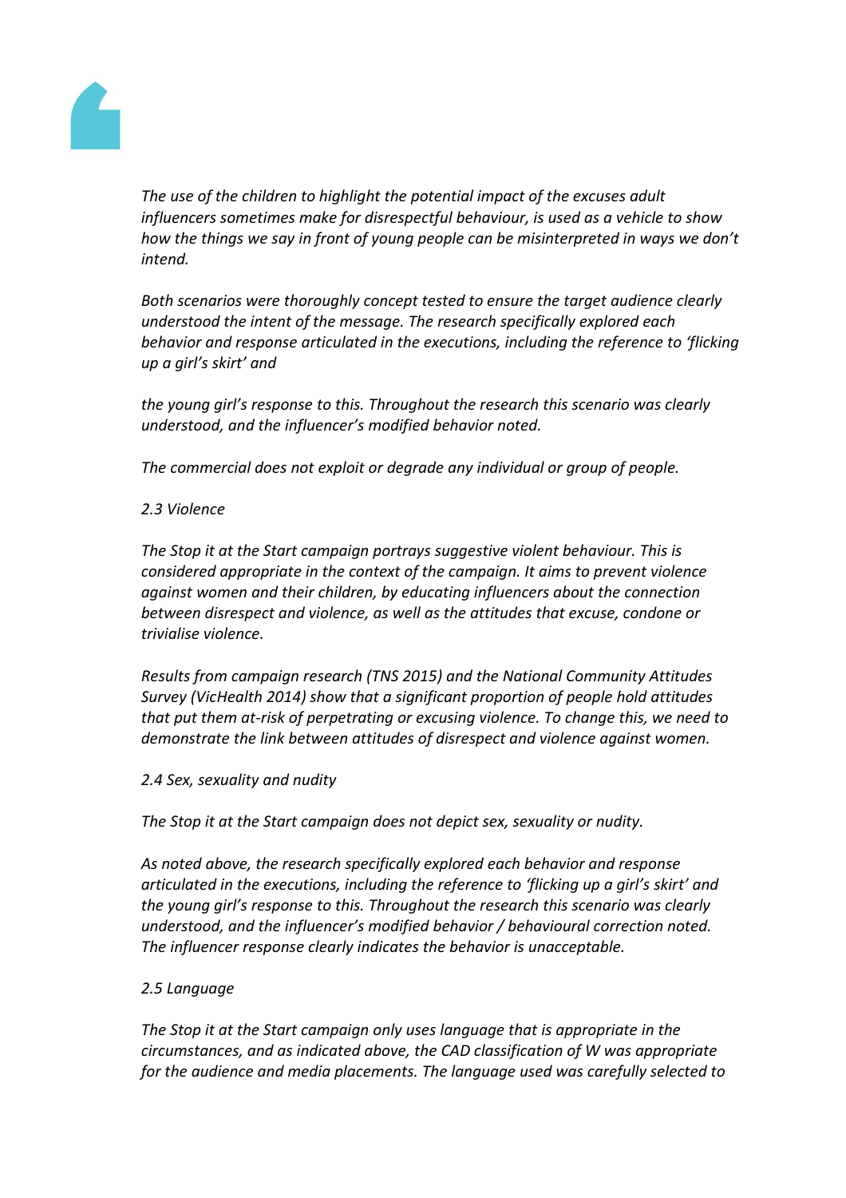*The use of the children to highlight the potential impact of the excuses adult influencers sometimes make for disrespectful behaviour, is used as a vehicle to show how the things we say in front of young people can be misinterpreted in ways we don't intend.*

*Both scenarios were thoroughly concept tested to ensure the target audience clearly understood the intent of the message. The research specifically explored each behavior and response articulated in the executions, including the reference to 'flicking up a girl's skirt' and*

*the young girl's response to this. Throughout the research this scenario was clearly understood, and the influencer's modified behavior noted.*

*The commercial does not exploit or degrade any individual or group of people.*

*2.3 Violence*

*The Stop it at the Start campaign portrays suggestive violent behaviour. This is considered appropriate in the context of the campaign. It aims to prevent violence against women and their children, by educating influencers about the connection between disrespect and violence, as well as the attitudes that excuse, condone or trivialise violence.*

*Results from campaign research (TNS 2015) and the National Community Attitudes Survey (VicHealth 2014) show that a significant proportion of people hold attitudes that put them at-risk of perpetrating or excusing violence. To change this, we need to demonstrate the link between attitudes of disrespect and violence against women.*

*2.4 Sex, sexuality and nudity*

*The Stop it at the Start campaign does not depict sex, sexuality or nudity.*

*As noted above, the research specifically explored each behavior and response articulated in the executions, including the reference to 'flicking up a girl's skirt' and the young girl's response to this. Throughout the research this scenario was clearly understood, and the influencer's modified behavior / behavioural correction noted. The influencer response clearly indicates the behavior is unacceptable.*

*2.5 Language*

*The Stop it at the Start campaign only uses language that is appropriate in the circumstances, and as indicated above, the CAD classification of W was appropriate for the audience and media placements. The language used was carefully selected to*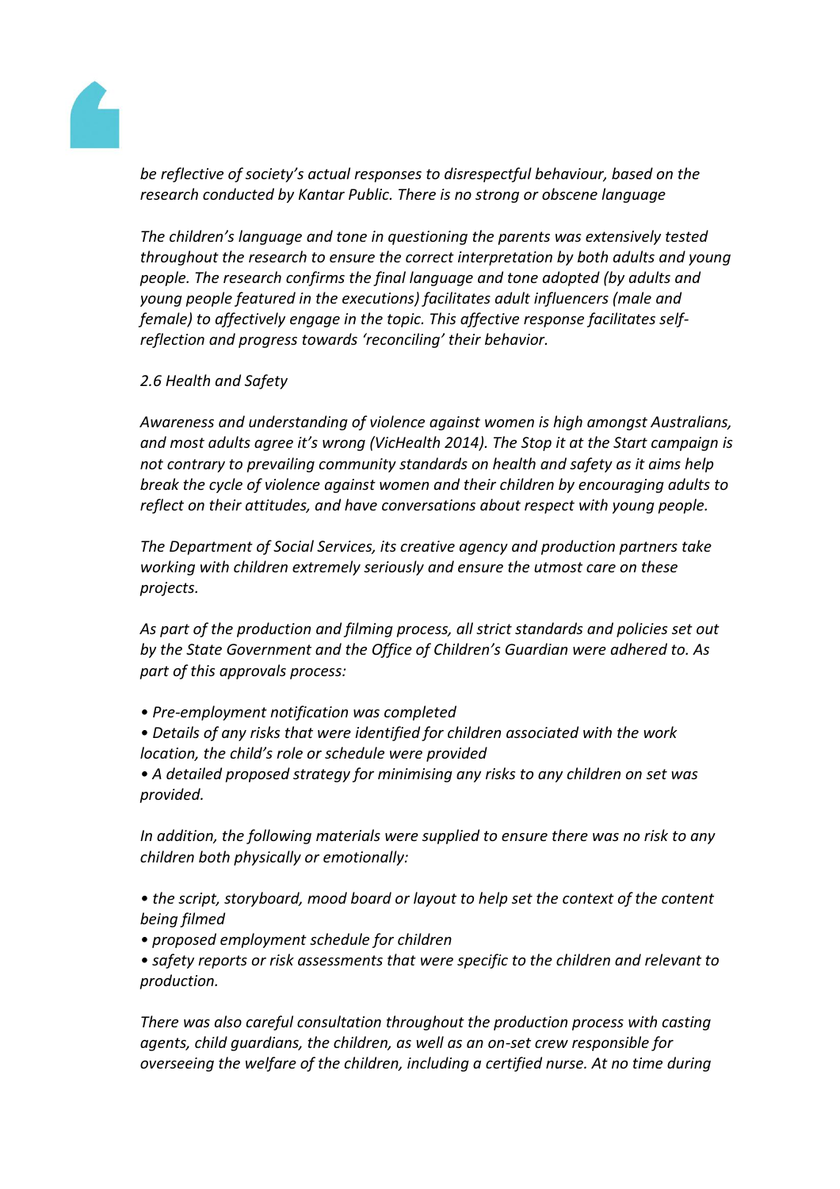*be reflective of society's actual responses to disrespectful behaviour, based on the research conducted by Kantar Public. There is no strong or obscene language*

*The children's language and tone in questioning the parents was extensively tested throughout the research to ensure the correct interpretation by both adults and young people. The research confirms the final language and tone adopted (by adults and young people featured in the executions) facilitates adult influencers (male and female) to affectively engage in the topic. This affective response facilitates self-reflection and progress towards 'reconciling' their behavior.*

*2.6 Health and Safety*

*Awareness and understanding of violence against women is high amongst Australians, and most adults agree it's wrong (VicHealth 2014). The Stop it at the Start campaign is not contrary to prevailing community standards on health and safety as it aims help break the cycle of violence against women and their children by encouraging adults to reflect on their attitudes, and have conversations about respect with young people.*

*The Department of Social Services, its creative agency and production partners take working with children extremely seriously and ensure the utmost care on these projects.*

*As part of the production and filming process, all strict standards and policies set out by the State Government and the Office of Children's Guardian were adhered to. As part of this approvals process:*

- *Pre-employment notification was completed*
- *Details of any risks that were identified for children associated with the work location, the child's role or schedule were provided*
- *A detailed proposed strategy for minimising any risks to any children on set was provided.*

*In addition, the following materials were supplied to ensure there was no risk to any children both physically or emotionally:*

- *the script, storyboard, mood board or layout to help set the context of the content being filmed*
- *proposed employment schedule for children*
- *safety reports or risk assessments that were specific to the children and relevant to production.*

*There was also careful consultation throughout the production process with casting agents, child guardians, the children, as well as an on-set crew responsible for overseeing the welfare of the children, including a certified nurse. At no time during*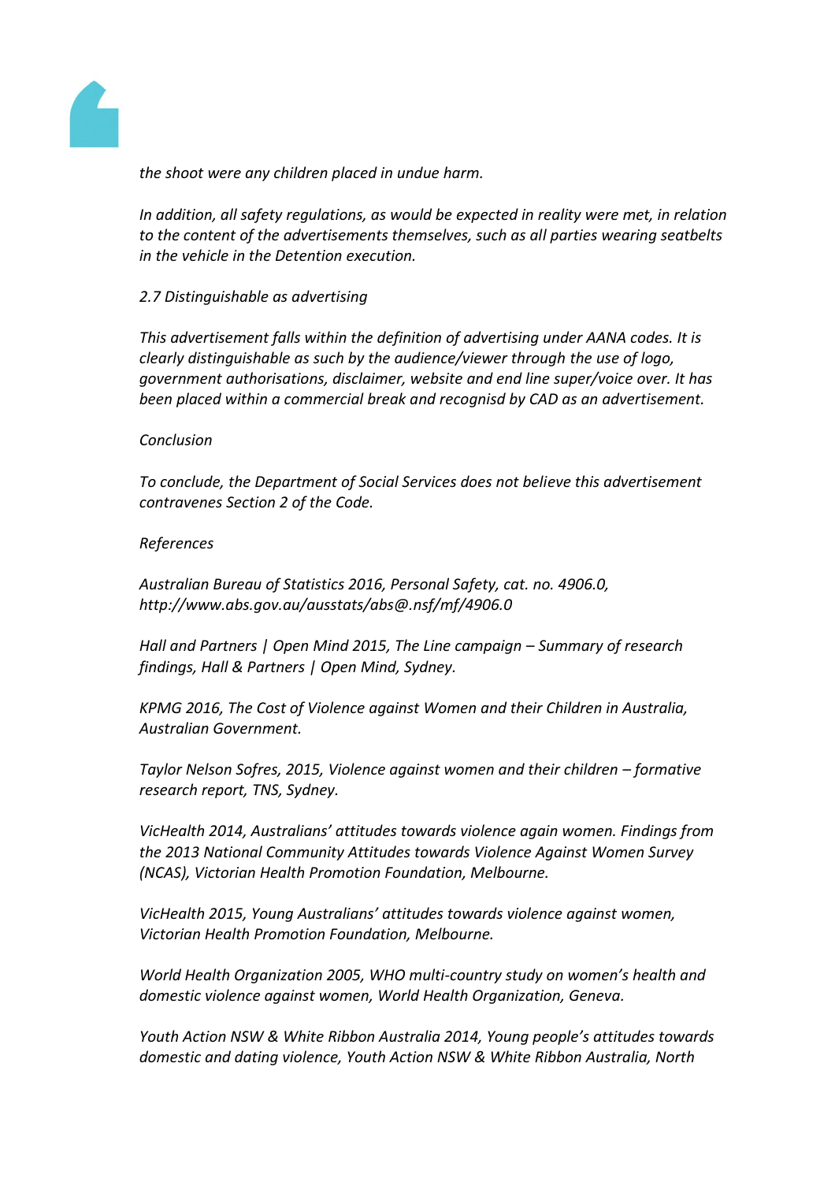*the shoot were any children placed in undue harm.*

*In addition, all safety regulations, as would be expected in reality were met, in relation to the content of the advertisements themselves, such as all parties wearing seatbelts in the vehicle in the Detention execution.*

*2.7 Distinguishable as advertising*

*This advertisement falls within the definition of advertising under AANA codes. It is clearly distinguishable as such by the audience/viewer through the use of logo, government authorisations, disclaimer, website and end line super/voice over. It has been placed within a commercial break and recognisd by CAD as an advertisement.*

*Conclusion*

*To conclude, the Department of Social Services does not believe this advertisement contravenes Section 2 of the Code.*

*References*

*Australian Bureau of Statistics 2016, Personal Safety, cat. no. 4906.0, http://www.abs.gov.au/ausstats/abs@.nsf/mf/4906.0*

*Hall and Partners | Open Mind 2015, The Line campaign – Summary of research findings, Hall & Partners | Open Mind, Sydney.*

*KPMG 2016, The Cost of Violence against Women and their Children in Australia, Australian Government.*

*Taylor Nelson Sofres, 2015, Violence against women and their children – formative research report, TNS, Sydney.*

*VicHealth 2014, Australians' attitudes towards violence again women. Findings from the 2013 National Community Attitudes towards Violence Against Women Survey (NCAS), Victorian Health Promotion Foundation, Melbourne.*

*VicHealth 2015, Young Australians' attitudes towards violence against women, Victorian Health Promotion Foundation, Melbourne.*

*World Health Organization 2005, WHO multi-country study on women's health and domestic violence against women, World Health Organization, Geneva.*

*Youth Action NSW & White Ribbon Australia 2014, Young people's attitudes towards domestic and dating violence, Youth Action NSW & White Ribbon Australia, North*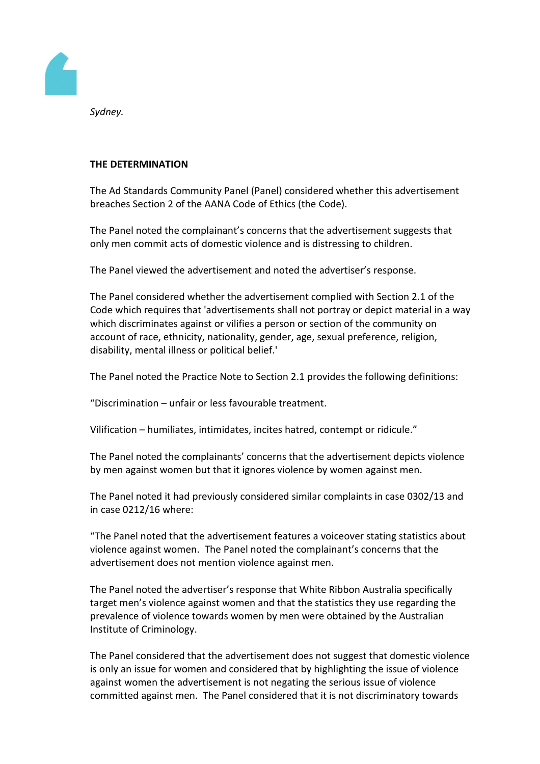*Sydney.*

**THE DETERMINATION**

The Ad Standards Community Panel (Panel) considered whether this advertisement breaches Section 2 of the AANA Code of Ethics (the Code).

The Panel noted the complainant's concerns that the advertisement suggests that only men commit acts of domestic violence and is distressing to children.

The Panel viewed the advertisement and noted the advertiser's response.

The Panel considered whether the advertisement complied with Section 2.1 of the Code which requires that 'advertisements shall not portray or depict material in a way which discriminates against or vilifies a person or section of the community on account of race, ethnicity, nationality, gender, age, sexual preference, religion, disability, mental illness or political belief.'

The Panel noted the Practice Note to Section 2.1 provides the following definitions:

"Discrimination – unfair or less favourable treatment.

Vilification – humiliates, intimidates, incites hatred, contempt or ridicule."

The Panel noted the complainants' concerns that the advertisement depicts violence by men against women but that it ignores violence by women against men.

The Panel noted it had previously considered similar complaints in case 0302/13 and in case 0212/16 where:

"The Panel noted that the advertisement features a voiceover stating statistics about violence against women. The Panel noted the complainant's concerns that the advertisement does not mention violence against men.

The Panel noted the advertiser's response that White Ribbon Australia specifically target men's violence against women and that the statistics they use regarding the prevalence of violence towards women by men were obtained by the Australian Institute of Criminology.

The Panel considered that the advertisement does not suggest that domestic violence is only an issue for women and considered that by highlighting the issue of violence against women the advertisement is not negating the serious issue of violence committed against men. The Panel considered that it is not discriminatory towards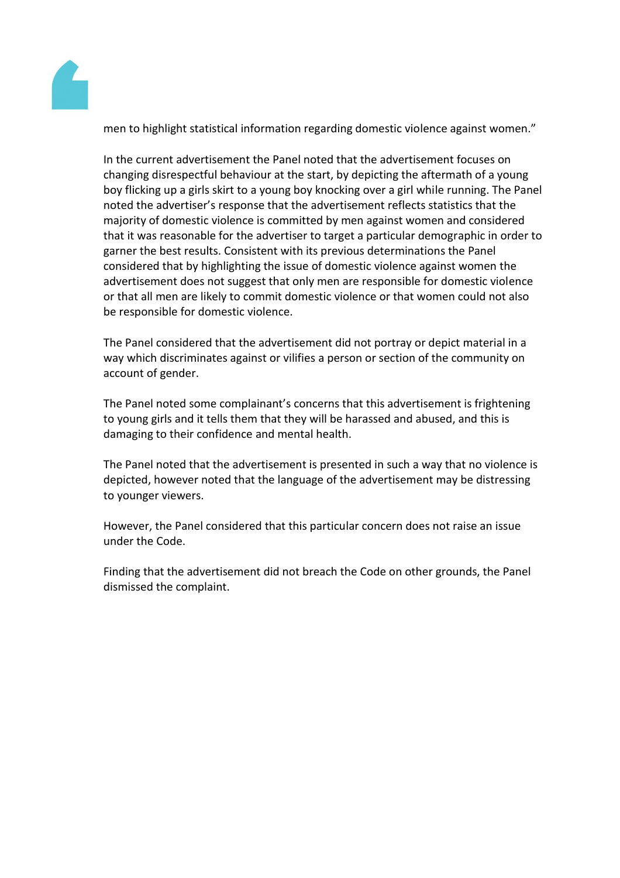men to highlight statistical information regarding domestic violence against women."

In the current advertisement the Panel noted that the advertisement focuses on changing disrespectful behaviour at the start, by depicting the aftermath of a young boy flicking up a girls skirt to a young boy knocking over a girl while running. The Panel noted the advertiser's response that the advertisement reflects statistics that the majority of domestic violence is committed by men against women and considered that it was reasonable for the advertiser to target a particular demographic in order to garner the best results. Consistent with its previous determinations the Panel considered that by highlighting the issue of domestic violence against women the advertisement does not suggest that only men are responsible for domestic violence or that all men are likely to commit domestic violence or that women could not also be responsible for domestic violence.

The Panel considered that the advertisement did not portray or depict material in a way which discriminates against or vilifies a person or section of the community on account of gender.

The Panel noted some complainant's concerns that this advertisement is frightening to young girls and it tells them that they will be harassed and abused, and this is damaging to their confidence and mental health.

The Panel noted that the advertisement is presented in such a way that no violence is depicted, however noted that the language of the advertisement may be distressing to younger viewers.

However, the Panel considered that this particular concern does not raise an issue under the Code.

Finding that the advertisement did not breach the Code on other grounds, the Panel dismissed the complaint.